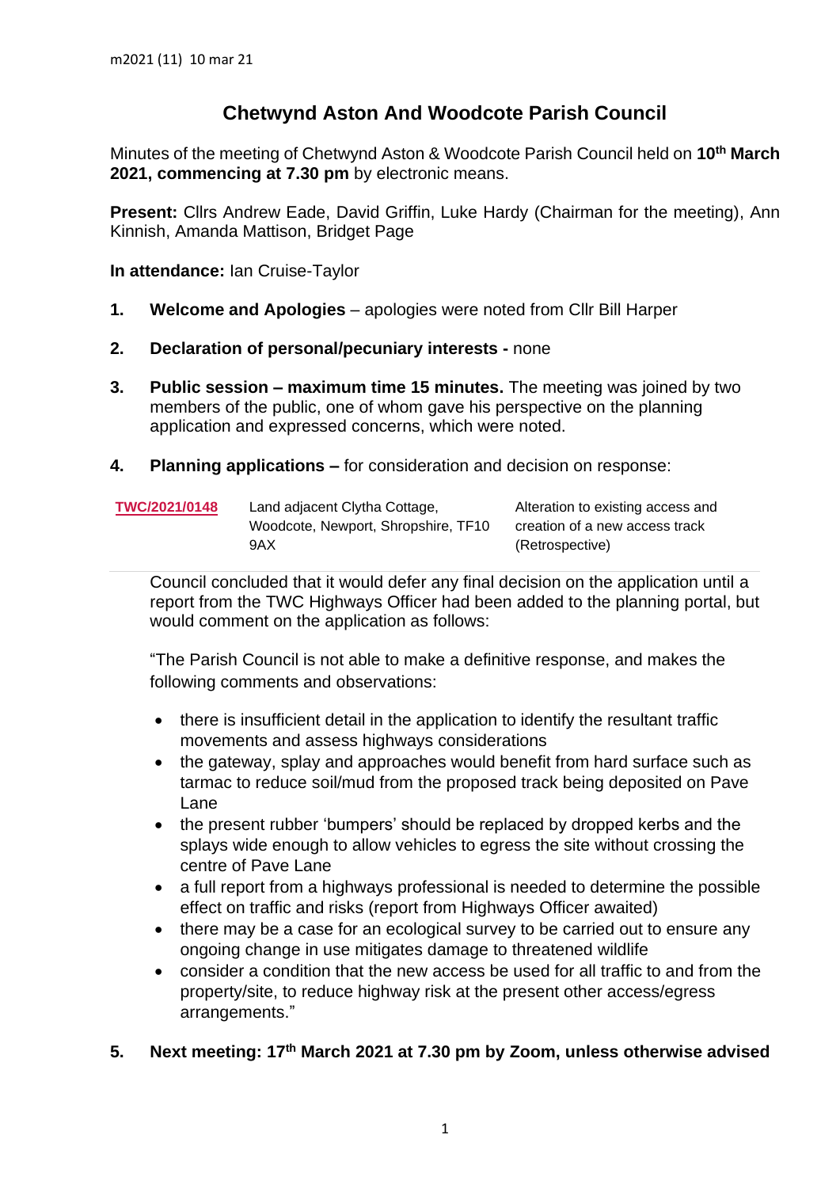m2021 (11) 10 mar 21

# Chetwynd Aston And Woodcote Parish Council

Minutes of the meeting of Chetwynd Aston & Woodcote Parish Council held on **10th March 2021, commencing at 7.30 pm** by electronic means.

**Present:** Cllrs Andrew Eade, David Griffin, Luke Hardy (Chairman for the meeting), Ann Kinnish, Amanda Mattison, Bridget Page

**In attendance:** Ian Cruise-Taylor

1. **Welcome and Apologies** – apologies were noted from Cllr Bill Harper

2. **Declaration of personal/pecuniary interests -** none

3. **Public session – maximum time 15 minutes.** The meeting was joined by two members of the public, one of whom gave his perspective on the planning application and expressed concerns, which were noted.

4. **Planning applications –** for consideration and decision on response:

| | | |
|---|---|---|
| TWC/2021/0148 | Land adjacent Clytha Cottage, Woodcote, Newport, Shropshire, TF10 9AX | Alteration to existing access and creation of a new access track (Retrospective) |

Council concluded that it would defer any final decision on the application until a report from the TWC Highways Officer had been added to the planning portal, but would comment on the application as follows:

"The Parish Council is not able to make a definitive response, and makes the following comments and observations:

- there is insufficient detail in the application to identify the resultant traffic movements and assess highways considerations
- the gateway, splay and approaches would benefit from hard surface such as tarmac to reduce soil/mud from the proposed track being deposited on Pave Lane
- the present rubber 'bumpers' should be replaced by dropped kerbs and the splays wide enough to allow vehicles to egress the site without crossing the centre of Pave Lane
- a full report from a highways professional is needed to determine the possible effect on traffic and risks (report from Highways Officer awaited)
- there may be a case for an ecological survey to be carried out to ensure any ongoing change in use mitigates damage to threatened wildlife
- consider a condition that the new access be used for all traffic to and from the property/site, to reduce highway risk at the present other access/egress arrangements."

5. **Next meeting: 17th March 2021 at 7.30 pm by Zoom, unless otherwise advised**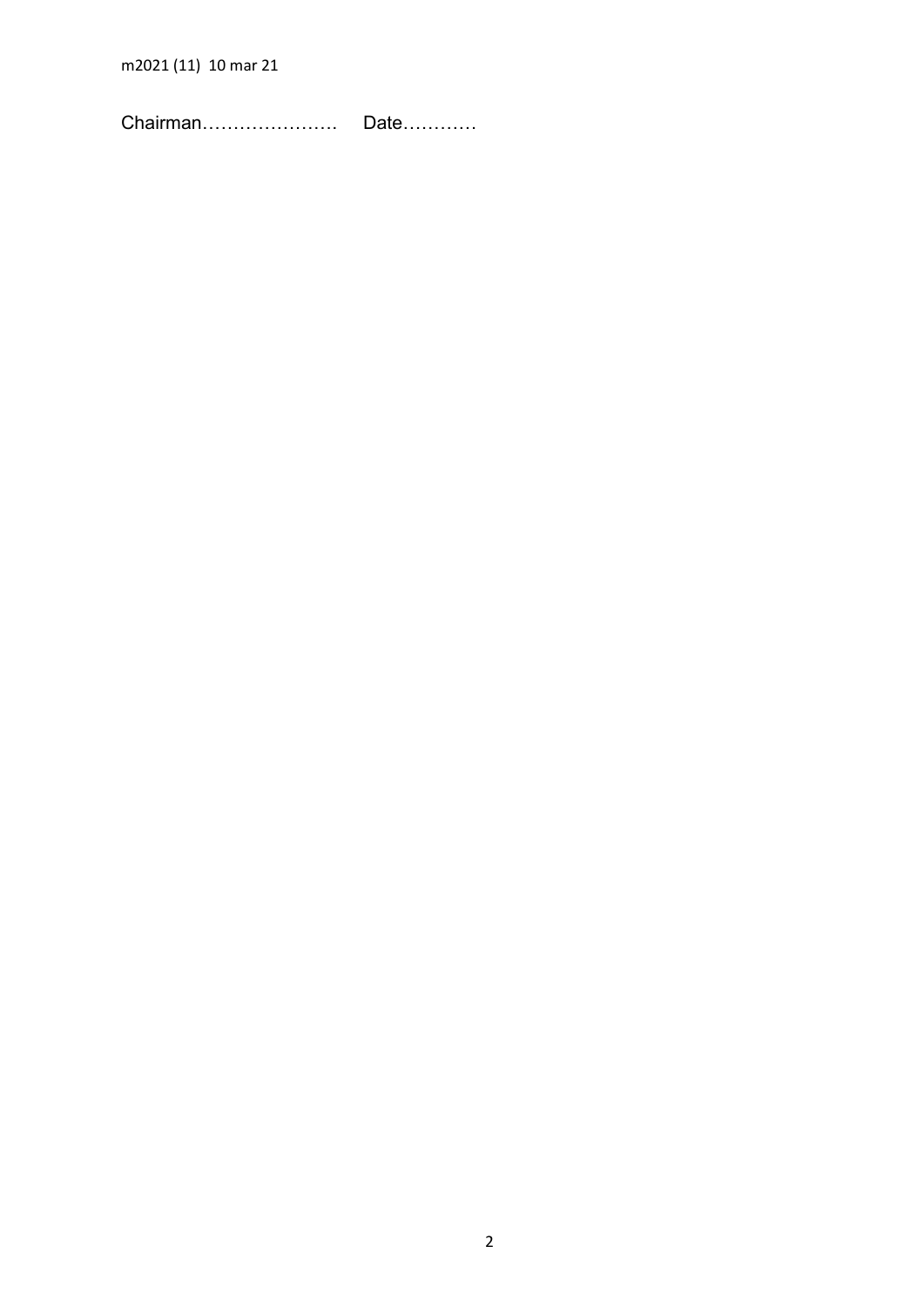Chairman…………………. Date………..